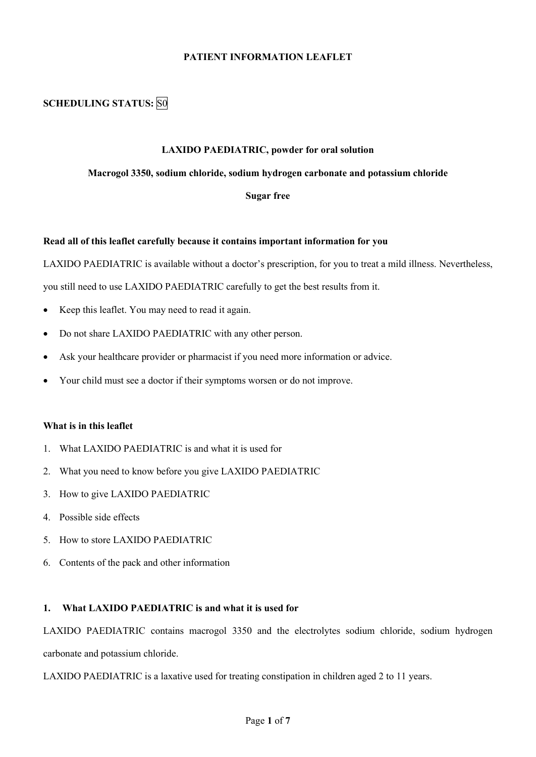# PATIENT INFORMATION LEAFLET

**SCHEDULING STATUS:** S0

**LAXIDO PAEDIATRIC, powder for oral solution**

**Macrogol 3350, sodium chloride, sodium hydrogen carbonate and potassium chloride**

**Sugar free**

**Read all of this leaflet carefully because it contains important information for you**

LAXIDO PAEDIATRIC is available without a doctor's prescription, for you to treat a mild illness. Nevertheless, you still need to use LAXIDO PAEDIATRIC carefully to get the best results from it.

- Keep this leaflet. You may need to read it again.
- Do not share LAXIDO PAEDIATRIC with any other person.
- Ask your healthcare provider or pharmacist if you need more information or advice.
- Your child must see a doctor if their symptoms worsen or do not improve.

**What is in this leaflet**

1. What LAXIDO PAEDIATRIC is and what it is used for
2. What you need to know before you give LAXIDO PAEDIATRIC
3. How to give LAXIDO PAEDIATRIC
4. Possible side effects
5. How to store LAXIDO PAEDIATRIC
6. Contents of the pack and other information

## 1. What LAXIDO PAEDIATRIC is and what it is used for

LAXIDO PAEDIATRIC contains macrogol 3350 and the electrolytes sodium chloride, sodium hydrogen carbonate and potassium chloride.

LAXIDO PAEDIATRIC is a laxative used for treating constipation in children aged 2 to 11 years.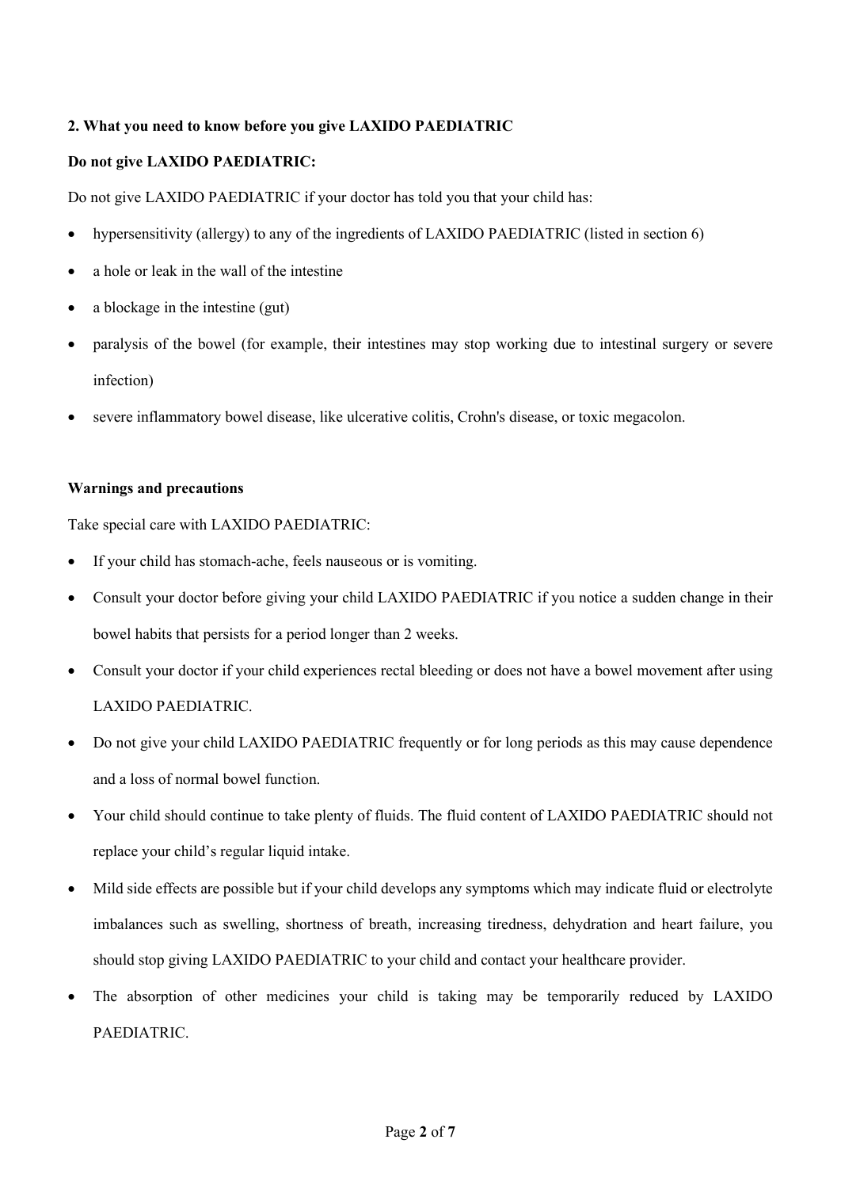## 2. What you need to know before you give LAXIDO PAEDIATRIC

### Do not give LAXIDO PAEDIATRIC:

Do not give LAXIDO PAEDIATRIC if your doctor has told you that your child has:

- hypersensitivity (allergy) to any of the ingredients of LAXIDO PAEDIATRIC (listed in section 6)
- a hole or leak in the wall of the intestine
- a blockage in the intestine (gut)
- paralysis of the bowel (for example, their intestines may stop working due to intestinal surgery or severe infection)
- severe inflammatory bowel disease, like ulcerative colitis, Crohn's disease, or toxic megacolon.

### Warnings and precautions

Take special care with LAXIDO PAEDIATRIC:

- If your child has stomach-ache, feels nauseous or is vomiting.
- Consult your doctor before giving your child LAXIDO PAEDIATRIC if you notice a sudden change in their bowel habits that persists for a period longer than 2 weeks.
- Consult your doctor if your child experiences rectal bleeding or does not have a bowel movement after using LAXIDO PAEDIATRIC.
- Do not give your child LAXIDO PAEDIATRIC frequently or for long periods as this may cause dependence and a loss of normal bowel function.
- Your child should continue to take plenty of fluids. The fluid content of LAXIDO PAEDIATRIC should not replace your child's regular liquid intake.
- Mild side effects are possible but if your child develops any symptoms which may indicate fluid or electrolyte imbalances such as swelling, shortness of breath, increasing tiredness, dehydration and heart failure, you should stop giving LAXIDO PAEDIATRIC to your child and contact your healthcare provider.
- The absorption of other medicines your child is taking may be temporarily reduced by LAXIDO PAEDIATRIC.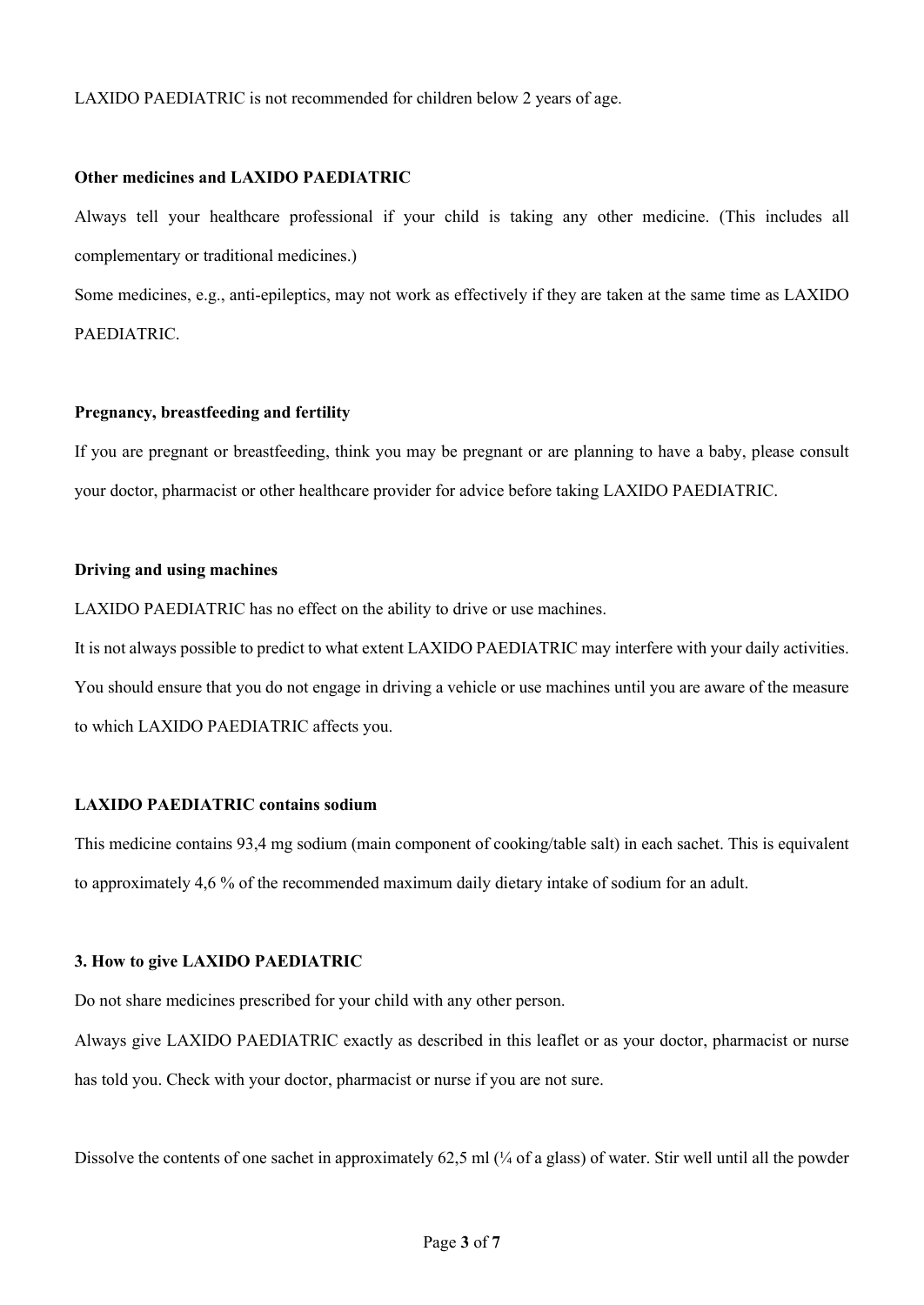LAXIDO PAEDIATRIC is not recommended for children below 2 years of age.

**Other medicines and LAXIDO PAEDIATRIC**

Always tell your healthcare professional if your child is taking any other medicine. (This includes all complementary or traditional medicines.)

Some medicines, e.g., anti-epileptics, may not work as effectively if they are taken at the same time as LAXIDO PAEDIATRIC.

**Pregnancy, breastfeeding and fertility**

If you are pregnant or breastfeeding, think you may be pregnant or are planning to have a baby, please consult your doctor, pharmacist or other healthcare provider for advice before taking LAXIDO PAEDIATRIC.

**Driving and using machines**

LAXIDO PAEDIATRIC has no effect on the ability to drive or use machines.

It is not always possible to predict to what extent LAXIDO PAEDIATRIC may interfere with your daily activities. You should ensure that you do not engage in driving a vehicle or use machines until you are aware of the measure to which LAXIDO PAEDIATRIC affects you.

**LAXIDO PAEDIATRIC contains sodium**

This medicine contains 93,4 mg sodium (main component of cooking/table salt) in each sachet. This is equivalent to approximately 4,6 % of the recommended maximum daily dietary intake of sodium for an adult.

**3. How to give LAXIDO PAEDIATRIC**

Do not share medicines prescribed for your child with any other person.

Always give LAXIDO PAEDIATRIC exactly as described in this leaflet or as your doctor, pharmacist or nurse has told you. Check with your doctor, pharmacist or nurse if you are not sure.

Dissolve the contents of one sachet in approximately 62,5 ml (¼ of a glass) of water. Stir well until all the powder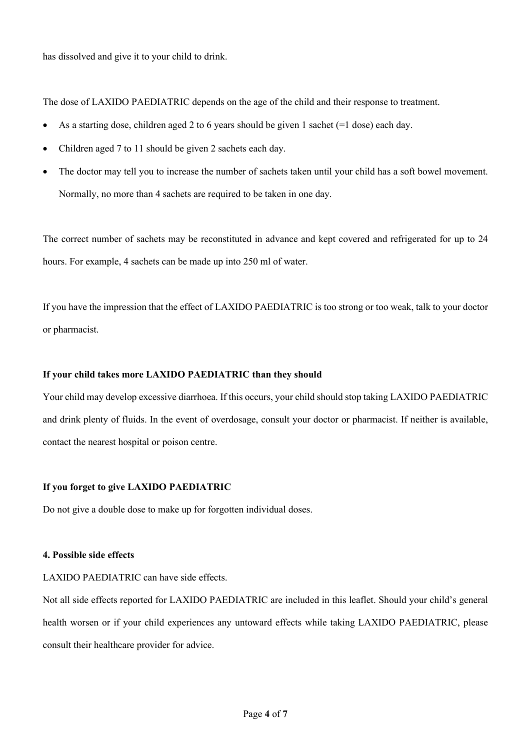has dissolved and give it to your child to drink.

The dose of LAXIDO PAEDIATRIC depends on the age of the child and their response to treatment.

- As a starting dose, children aged 2 to 6 years should be given 1 sachet (=1 dose) each day.
- Children aged 7 to 11 should be given 2 sachets each day.
- The doctor may tell you to increase the number of sachets taken until your child has a soft bowel movement. Normally, no more than 4 sachets are required to be taken in one day.

The correct number of sachets may be reconstituted in advance and kept covered and refrigerated for up to 24 hours. For example, 4 sachets can be made up into 250 ml of water.

If you have the impression that the effect of LAXIDO PAEDIATRIC is too strong or too weak, talk to your doctor or pharmacist.

**If your child takes more LAXIDO PAEDIATRIC than they should**

Your child may develop excessive diarrhoea. If this occurs, your child should stop taking LAXIDO PAEDIATRIC and drink plenty of fluids. In the event of overdosage, consult your doctor or pharmacist. If neither is available, contact the nearest hospital or poison centre.

**If you forget to give LAXIDO PAEDIATRIC**

Do not give a double dose to make up for forgotten individual doses.

**4. Possible side effects**

LAXIDO PAEDIATRIC can have side effects.

Not all side effects reported for LAXIDO PAEDIATRIC are included in this leaflet. Should your child's general health worsen or if your child experiences any untoward effects while taking LAXIDO PAEDIATRIC, please consult their healthcare provider for advice.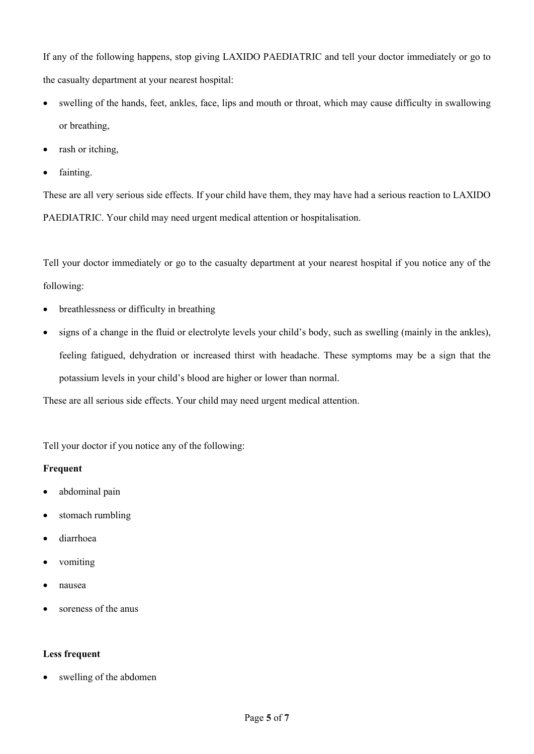If any of the following happens, stop giving LAXIDO PAEDIATRIC and tell your doctor immediately or go to the casualty department at your nearest hospital:

- swelling of the hands, feet, ankles, face, lips and mouth or throat, which may cause difficulty in swallowing or breathing,
- rash or itching,
- fainting.

These are all very serious side effects. If your child have them, they may have had a serious reaction to LAXIDO PAEDIATRIC. Your child may need urgent medical attention or hospitalisation.

Tell your doctor immediately or go to the casualty department at your nearest hospital if you notice any of the following:

- breathlessness or difficulty in breathing
- signs of a change in the fluid or electrolyte levels your child's body, such as swelling (mainly in the ankles), feeling fatigued, dehydration or increased thirst with headache. These symptoms may be a sign that the potassium levels in your child's blood are higher or lower than normal.

These are all serious side effects. Your child may need urgent medical attention.

Tell your doctor if you notice any of the following:

**Frequent**

- abdominal pain
- stomach rumbling
- diarrhoea
- vomiting
- nausea
- soreness of the anus

**Less frequent**

- swelling of the abdomen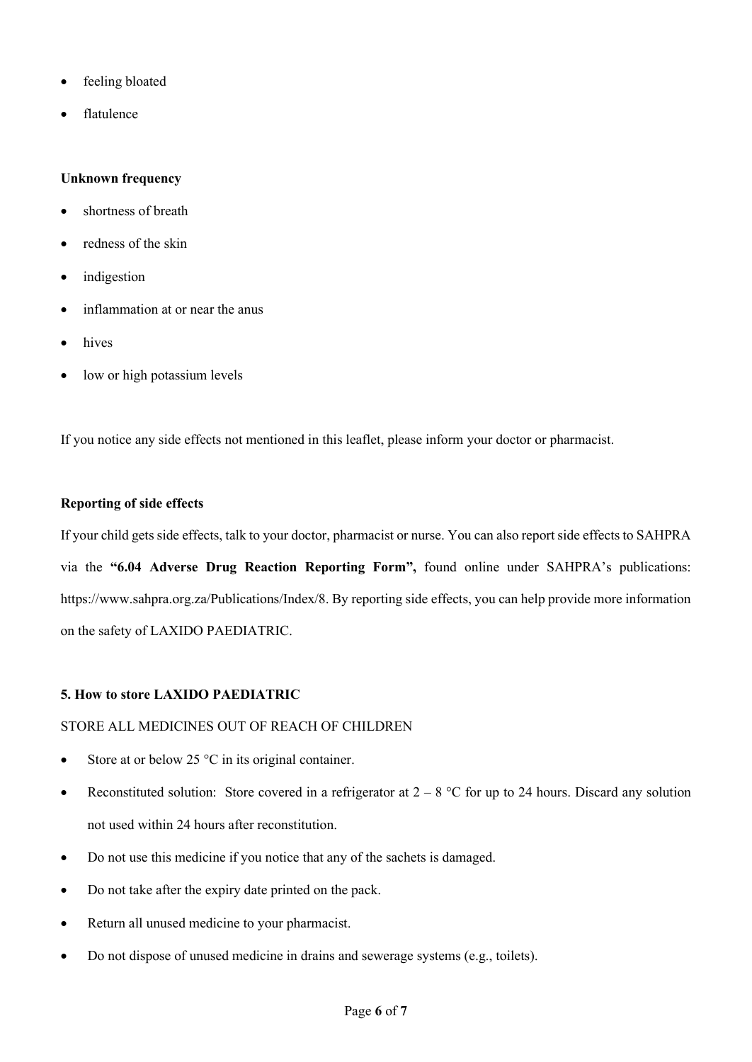- feeling bloated
- flatulence

**Unknown frequency**

- shortness of breath
- redness of the skin
- indigestion
- inflammation at or near the anus
- hives
- low or high potassium levels

If you notice any side effects not mentioned in this leaflet, please inform your doctor or pharmacist.

**Reporting of side effects**

If your child gets side effects, talk to your doctor, pharmacist or nurse. You can also report side effects to SAHPRA via the **"6.04 Adverse Drug Reaction Reporting Form",** found online under SAHPRA's publications: https://www.sahpra.org.za/Publications/Index/8. By reporting side effects, you can help provide more information on the safety of LAXIDO PAEDIATRIC.

**5. How to store LAXIDO PAEDIATRIC**

STORE ALL MEDICINES OUT OF REACH OF CHILDREN

- Store at or below 25 °C in its original container.
- Reconstituted solution: Store covered in a refrigerator at 2 – 8 °C for up to 24 hours. Discard any solution not used within 24 hours after reconstitution.
- Do not use this medicine if you notice that any of the sachets is damaged.
- Do not take after the expiry date printed on the pack.
- Return all unused medicine to your pharmacist.
- Do not dispose of unused medicine in drains and sewerage systems (e.g., toilets).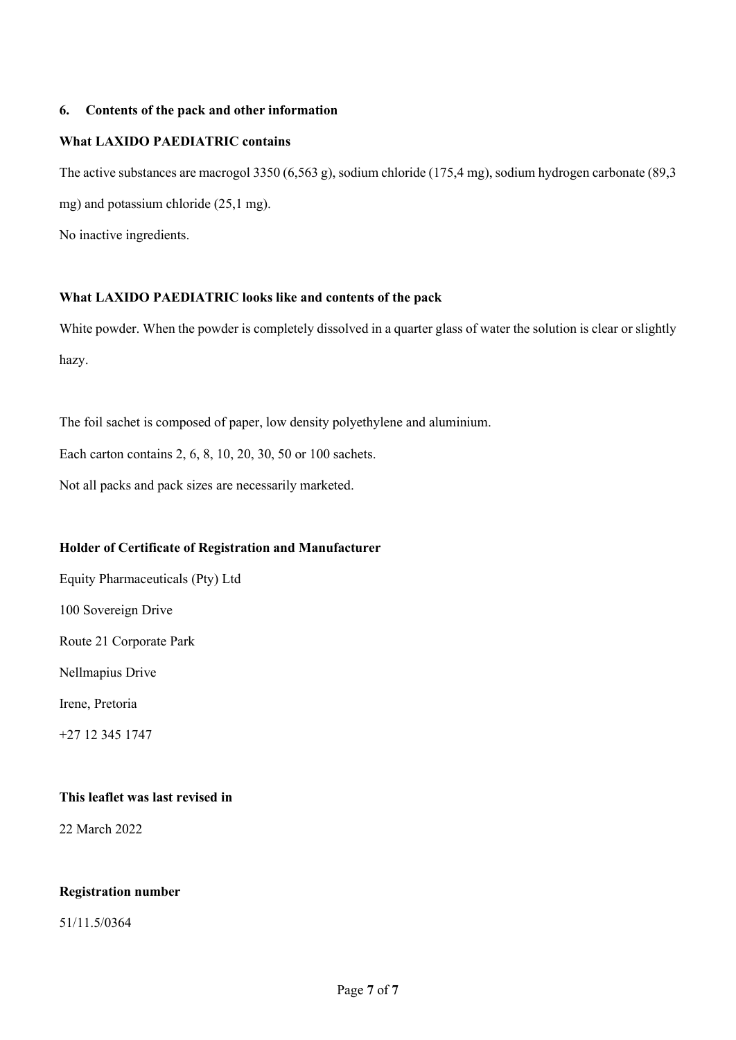## 6. Contents of the pack and other information

### What LAXIDO PAEDIATRIC contains

The active substances are macrogol 3350 (6,563 g), sodium chloride (175,4 mg), sodium hydrogen carbonate (89,3 mg) and potassium chloride (25,1 mg).

No inactive ingredients.

### What LAXIDO PAEDIATRIC looks like and contents of the pack

White powder. When the powder is completely dissolved in a quarter glass of water the solution is clear or slightly hazy.

The foil sachet is composed of paper, low density polyethylene and aluminium.

Each carton contains 2, 6, 8, 10, 20, 30, 50 or 100 sachets.

Not all packs and pack sizes are necessarily marketed.

### Holder of Certificate of Registration and Manufacturer

Equity Pharmaceuticals (Pty) Ltd

100 Sovereign Drive

Route 21 Corporate Park

Nellmapius Drive

Irene, Pretoria

+27 12 345 1747

### This leaflet was last revised in

22 March 2022

### Registration number

51/11.5/0364